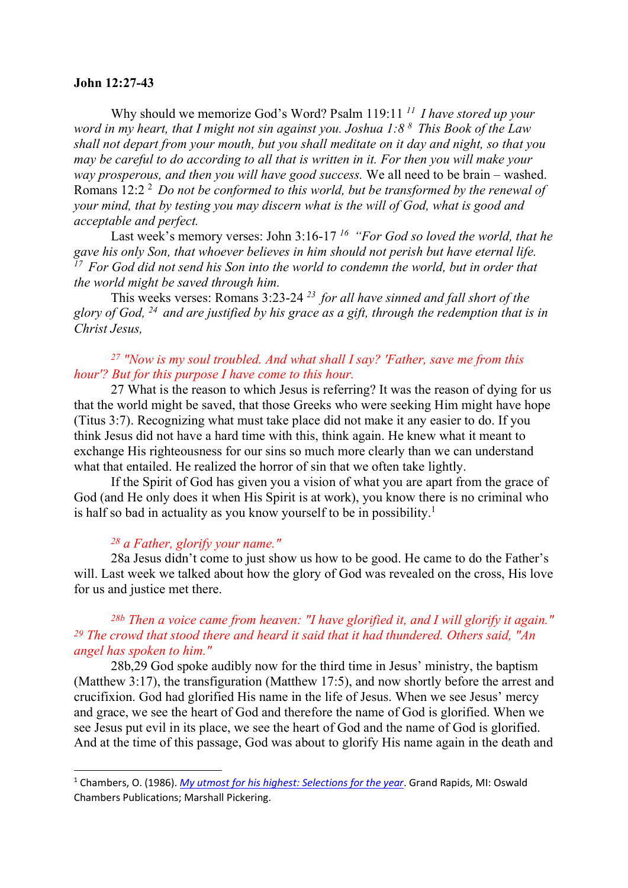**John 12:27-43**

Why should we memorize God's Word? Psalm 119:11 [11] *I have stored up your word in my heart, that I might not sin against you. Joshua 1:8* [8] *This Book of the Law shall not depart from your mouth, but you shall meditate on it day and night, so that you may be careful to do according to all that is written in it. For then you will make your way prosperous, and then you will have good success.* We all need to be brain – washed. Romans 12:2 [2] *Do not be conformed to this world, but be transformed by the renewal of your mind, that by testing you may discern what is the will of God, what is good and acceptable and perfect.*

Last week's memory verses: John 3:16-17 [16] *"For God so loved the world, that he gave his only Son, that whoever believes in him should not perish but have eternal life.* [17] *For God did not send his Son into the world to condemn the world, but in order that the world might be saved through him.*

This weeks verses: Romans 3:23-24 [23] *for all have sinned and fall short of the glory of God,* [24] *and are justified by his grace as a gift, through the redemption that is in Christ Jesus,*

*[27] "Now is my soul troubled. And what shall I say? 'Father, save me from this hour'? But for this purpose I have come to this hour.*

27 What is the reason to which Jesus is referring? It was the reason of dying for us that the world might be saved, that those Greeks who were seeking Him might have hope (Titus 3:7). Recognizing what must take place did not make it any easier to do. If you think Jesus did not have a hard time with this, think again. He knew what it meant to exchange His righteousness for our sins so much more clearly than we can understand what that entailed. He realized the horror of sin that we often take lightly.

If the Spirit of God has given you a vision of what you are apart from the grace of God (and He only does it when His Spirit is at work), you know there is no criminal who is half so bad in actuality as you know yourself to be in possibility.[1]

*[28] a Father, glorify your name."*

28a Jesus didn't come to just show us how to be good. He came to do the Father's will. Last week we talked about how the glory of God was revealed on the cross, His love for us and justice met there.

*[28b] Then a voice came from heaven: "I have glorified it, and I will glorify it again."* *[29] The crowd that stood there and heard it said that it had thundered. Others said, "An angel has spoken to him."*

28b,29 God spoke audibly now for the third time in Jesus' ministry, the baptism (Matthew 3:17), the transfiguration (Matthew 17:5), and now shortly before the arrest and crucifixion. God had glorified His name in the life of Jesus. When we see Jesus' mercy and grace, we see the heart of God and therefore the name of God is glorified. When we see Jesus put evil in its place, we see the heart of God and the name of God is glorified. And at the time of this passage, God was about to glorify His name again in the death and

---

[1] Chambers, O. (1986). *My utmost for his highest: Selections for the year*. Grand Rapids, MI: Oswald Chambers Publications; Marshall Pickering.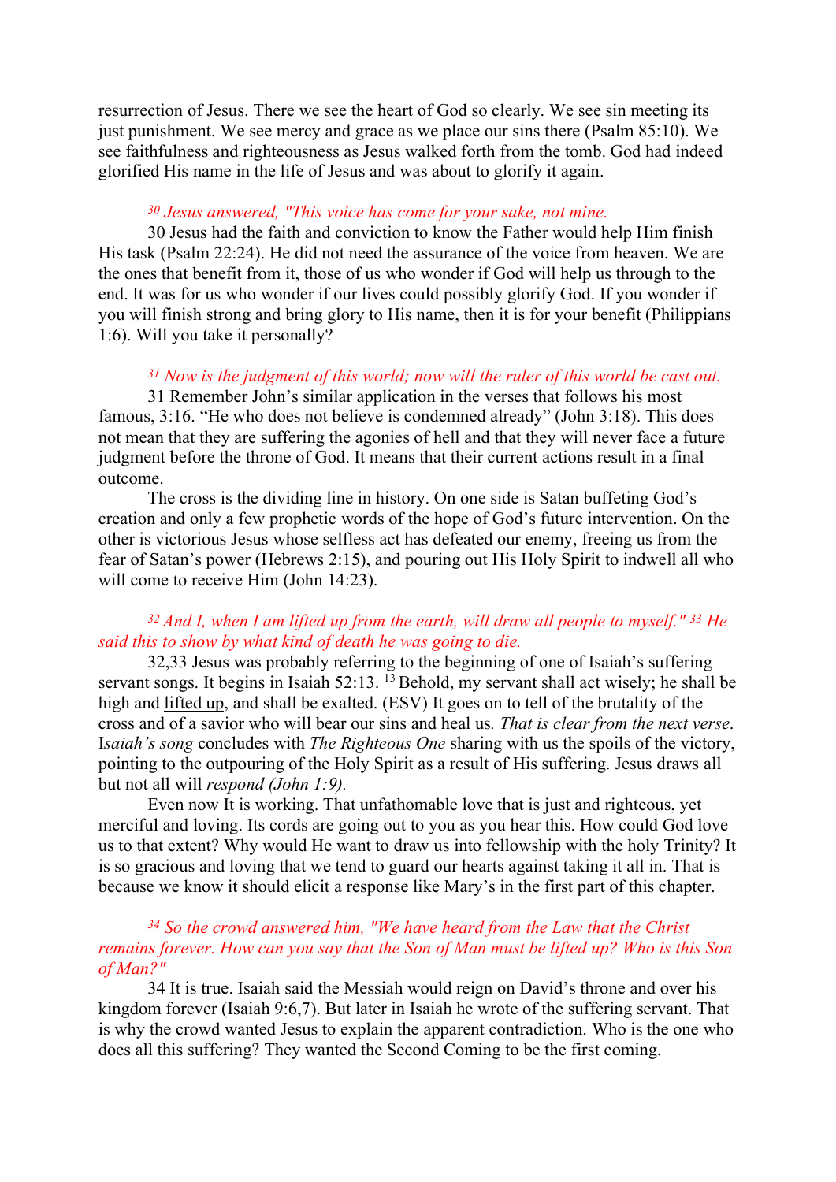resurrection of Jesus. There we see the heart of God so clearly. We see sin meeting its just punishment. We see mercy and grace as we place our sins there (Psalm 85:10). We see faithfulness and righteousness as Jesus walked forth from the tomb. God had indeed glorified His name in the life of Jesus and was about to glorify it again.

*[30] Jesus answered, "This voice has come for your sake, not mine.*

30 Jesus had the faith and conviction to know the Father would help Him finish His task (Psalm 22:24). He did not need the assurance of the voice from heaven. We are the ones that benefit from it, those of us who wonder if God will help us through to the end. It was for us who wonder if our lives could possibly glorify God. If you wonder if you will finish strong and bring glory to His name, then it is for your benefit (Philippians 1:6). Will you take it personally?

*[31] Now is the judgment of this world; now will the ruler of this world be cast out.*

31 Remember John's similar application in the verses that follows his most famous, 3:16. "He who does not believe is condemned already" (John 3:18). This does not mean that they are suffering the agonies of hell and that they will never face a future judgment before the throne of God. It means that their current actions result in a final outcome.

The cross is the dividing line in history. On one side is Satan buffeting God's creation and only a few prophetic words of the hope of God's future intervention. On the other is victorious Jesus whose selfless act has defeated our enemy, freeing us from the fear of Satan's power (Hebrews 2:15), and pouring out His Holy Spirit to indwell all who will come to receive Him (John 14:23).

*[32] And I, when I am lifted up from the earth, will draw all people to myself." [33] He said this to show by what kind of death he was going to die.*

32,33 Jesus was probably referring to the beginning of one of Isaiah's suffering servant songs. It begins in Isaiah 52:13. [13] Behold, my servant shall act wisely; he shall be high and lifted up, and shall be exalted. (ESV) It goes on to tell of the brutality of the cross and of a savior who will bear our sins and heal us. *That is clear from the next verse*. I*saiah's song* concludes with *The Righteous One* sharing with us the spoils of the victory, pointing to the outpouring of the Holy Spirit as a result of His suffering. Jesus draws all but not all will *respond (John 1:9).*

Even now It is working. That unfathomable love that is just and righteous, yet merciful and loving. Its cords are going out to you as you hear this. How could God love us to that extent? Why would He want to draw us into fellowship with the holy Trinity? It is so gracious and loving that we tend to guard our hearts against taking it all in. That is because we know it should elicit a response like Mary's in the first part of this chapter.

*[34] So the crowd answered him, "We have heard from the Law that the Christ remains forever. How can you say that the Son of Man must be lifted up? Who is this Son of Man?"*

34 It is true. Isaiah said the Messiah would reign on David's throne and over his kingdom forever (Isaiah 9:6,7). But later in Isaiah he wrote of the suffering servant. That is why the crowd wanted Jesus to explain the apparent contradiction. Who is the one who does all this suffering? They wanted the Second Coming to be the first coming.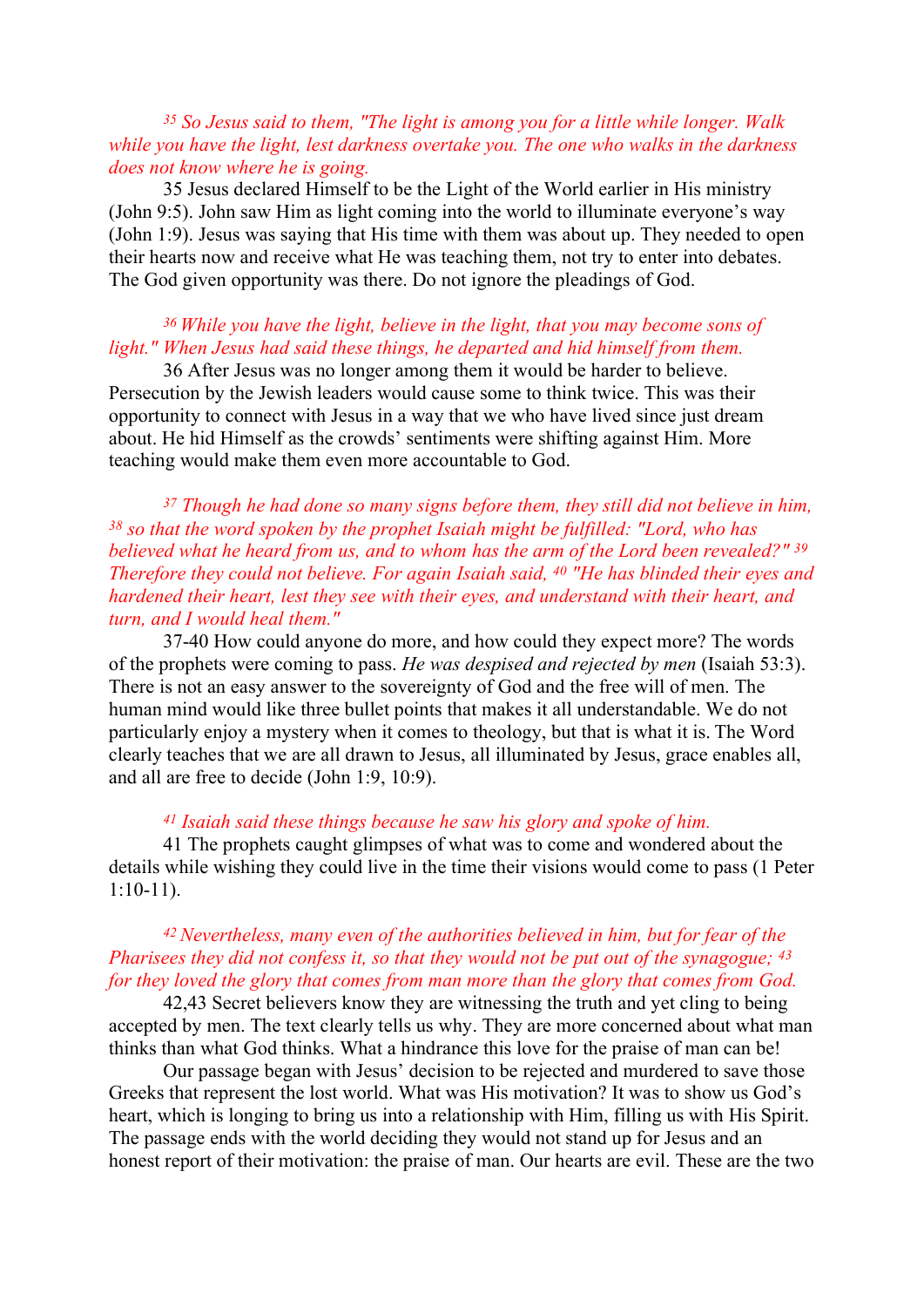*[35] So Jesus said to them, "The light is among you for a little while longer. Walk while you have the light, lest darkness overtake you. The one who walks in the darkness does not know where he is going.*

35 Jesus declared Himself to be the Light of the World earlier in His ministry (John 9:5). John saw Him as light coming into the world to illuminate everyone's way (John 1:9). Jesus was saying that His time with them was about up. They needed to open their hearts now and receive what He was teaching them, not try to enter into debates. The God given opportunity was there. Do not ignore the pleadings of God.

*[36] While you have the light, believe in the light, that you may become sons of light." When Jesus had said these things, he departed and hid himself from them.*

36 After Jesus was no longer among them it would be harder to believe. Persecution by the Jewish leaders would cause some to think twice. This was their opportunity to connect with Jesus in a way that we who have lived since just dream about. He hid Himself as the crowds' sentiments were shifting against Him. More teaching would make them even more accountable to God.

*[37] Though he had done so many signs before them, they still did not believe in him, [38] so that the word spoken by the prophet Isaiah might be fulfilled: "Lord, who has believed what he heard from us, and to whom has the arm of the Lord been revealed?" [39] Therefore they could not believe. For again Isaiah said, [40] "He has blinded their eyes and hardened their heart, lest they see with their eyes, and understand with their heart, and turn, and I would heal them."*

37-40 How could anyone do more, and how could they expect more? The words of the prophets were coming to pass. *He was despised and rejected by men* (Isaiah 53:3). There is not an easy answer to the sovereignty of God and the free will of men. The human mind would like three bullet points that makes it all understandable. We do not particularly enjoy a mystery when it comes to theology, but that is what it is. The Word clearly teaches that we are all drawn to Jesus, all illuminated by Jesus, grace enables all, and all are free to decide (John 1:9, 10:9).

*[41] Isaiah said these things because he saw his glory and spoke of him.*

41 The prophets caught glimpses of what was to come and wondered about the details while wishing they could live in the time their visions would come to pass (1 Peter 1:10-11).

*[42] Nevertheless, many even of the authorities believed in him, but for fear of the Pharisees they did not confess it, so that they would not be put out of the synagogue; [43] for they loved the glory that comes from man more than the glory that comes from God.*

42,43 Secret believers know they are witnessing the truth and yet cling to being accepted by men. The text clearly tells us why. They are more concerned about what man thinks than what God thinks. What a hindrance this love for the praise of man can be!

Our passage began with Jesus' decision to be rejected and murdered to save those Greeks that represent the lost world. What was His motivation? It was to show us God's heart, which is longing to bring us into a relationship with Him, filling us with His Spirit. The passage ends with the world deciding they would not stand up for Jesus and an honest report of their motivation: the praise of man. Our hearts are evil. These are the two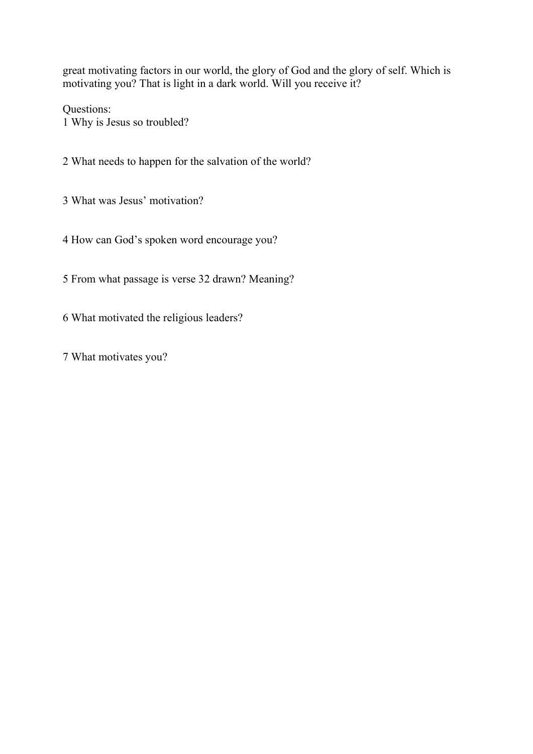great motivating factors in our world, the glory of God and the glory of self. Which is motivating you? That is light in a dark world. Will you receive it?

Questions:

1 Why is Jesus so troubled?

2 What needs to happen for the salvation of the world?

3 What was Jesus' motivation?

4 How can God's spoken word encourage you?

5 From what passage is verse 32 drawn? Meaning?

6 What motivated the religious leaders?

7 What motivates you?